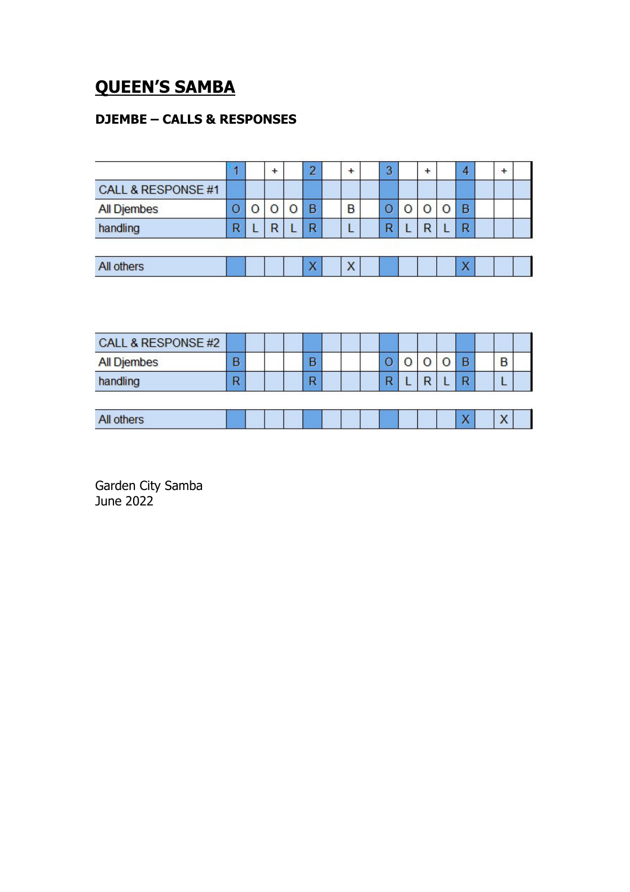# QUEEN'S SAMBA

### DJEMBE – CALLS & RESPONSES

| | 1 | | + | | 2 | | + | | 3 | | + | | 4 | | + | |
|---|---|---|---|---|---|---|---|---|---|---|---|---|---|---|---|---|
| CALL & RESPONSE #1 | | | | | | | | | | | | | | | | |
| All Djembes | O | O | O | O | B | | B | | O | O | O | O | B | | | |
| handling | R | L | R | L | R | | L | | R | L | R | L | R | | | |
| | | | | | | | | | | | | | | | | |
| All others | | | | | X | | X | | | | | | X | | | |

| CALL & RESPONSE #2 | | | | | | | | | | | | | | | | |
|---|---|---|---|---|---|---|---|---|---|---|---|---|---|---|---|---|
| All Djembes | B | | | | B | | | | O | O | O | O | B | | B | |
| handling | R | | | | R | | | | R | L | R | L | R | | L | |
| | | | | | | | | | | | | | | | | |
| All others | | | | | | | | | | | | | X | | X | |

Garden City Samba
June 2022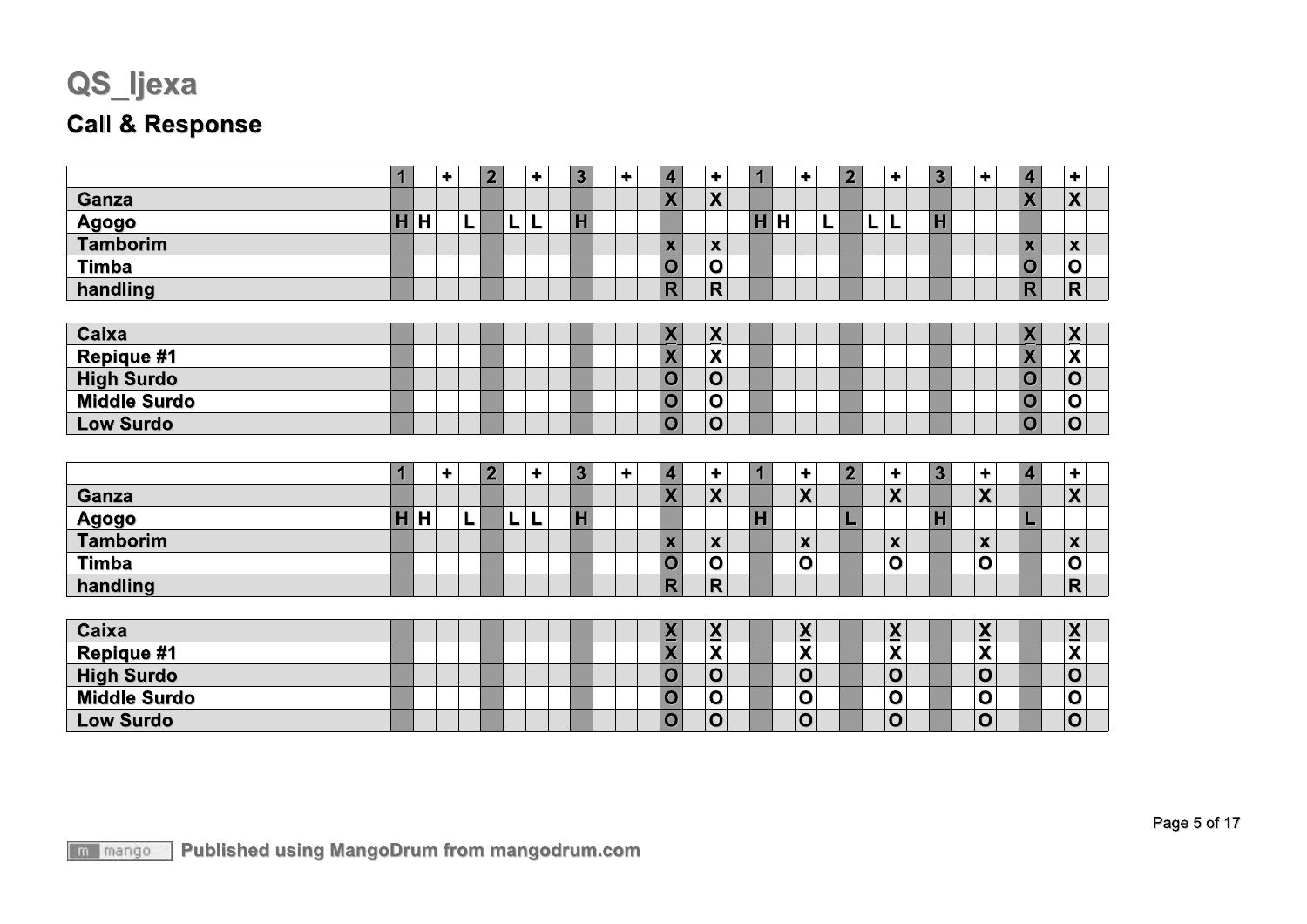# QS_Ijexa

## Call & Response

| | 1 | | + | | 2 | | + | | 3 | | + | | 4 | | + | | 1 | | + | | 2 | | + | | 3 | | + | | 4 | | + | |
|---|---|---|---|---|---|---|---|---|---|---|---|---|---|---|---|---|---|---|---|---|---|---|---|---|---|---|---|---|---|---|---|---|
| **Ganza** | | | | | | | | | | | | | X | | X | | | | | | | | | | | | | | X | | X | |
| **Agogo** | H | H | | L | | L | L | | H | | | | | | | | H | H | | L | | L | L | | H | | | | | | | |
| **Tamborim** | | | | | | | | | | | | | x | | x | | | | | | | | | | | | | | x | | x | |
| **Timba** | | | | | | | | | | | | | O | | O | | | | | | | | | | | | | | O | | O | |
| **handling** | | | | | | | | | | | | | R | | R | | | | | | | | | | | | | | R | | R | |
| **Caixa** | | | | | | | | | | | | | X̲ | | X̲ | | | | | | | | | | | | | | X̲ | | X̲ | |
| **Repique #1** | | | | | | | | | | | | | X | | X | | | | | | | | | | | | | | X | | X | |
| **High Surdo** | | | | | | | | | | | | | O | | O | | | | | | | | | | | | | | O | | O | |
| **Middle Surdo** | | | | | | | | | | | | | O | | O | | | | | | | | | | | | | | O | | O | |
| **Low Surdo** | | | | | | | | | | | | | O | | O | | | | | | | | | | | | | | O | | O | |

| | 1 | | + | | 2 | | + | | 3 | | + | | 4 | | + | | 1 | | + | | 2 | | + | | 3 | | + | | 4 | | + | |
|---|---|---|---|---|---|---|---|---|---|---|---|---|---|---|---|---|---|---|---|---|---|---|---|---|---|---|---|---|---|---|---|---|
| **Ganza** | | | | | | | | | | | | | X | | X | | | | X | | | | X | | | | X | | | | X | |
| **Agogo** | H | H | | L | | L | L | | H | | | | | | | | H | | | | L | | | | H | | | | L | | | |
| **Tamborim** | | | | | | | | | | | | | x | | x | | | | x | | | | x | | | | x | | | | x | |
| **Timba** | | | | | | | | | | | | | O | | O | | | | O | | | | O | | | | O | | | | O | |
| **handling** | | | | | | | | | | | | | R | | R | | | | | | | | | | | | | | | | R | |
| **Caixa** | | | | | | | | | | | | | X̲ | | X̲ | | | | X̲ | | | | X̲ | | | | X̲ | | | | X̲ | |
| **Repique #1** | | | | | | | | | | | | | X | | X | | | | X | | | | X | | | | X | | | | X | |
| **High Surdo** | | | | | | | | | | | | | O | | O | | | | O | | | | O | | | | O | | | | O | |
| **Middle Surdo** | | | | | | | | | | | | | O | | O | | | | O | | | | O | | | | O | | | | O | |
| **Low Surdo** | | | | | | | | | | | | | O | | O | | | | O | | | | O | | | | O | | | | O | |

Published using MangoDrum from mangodrum.com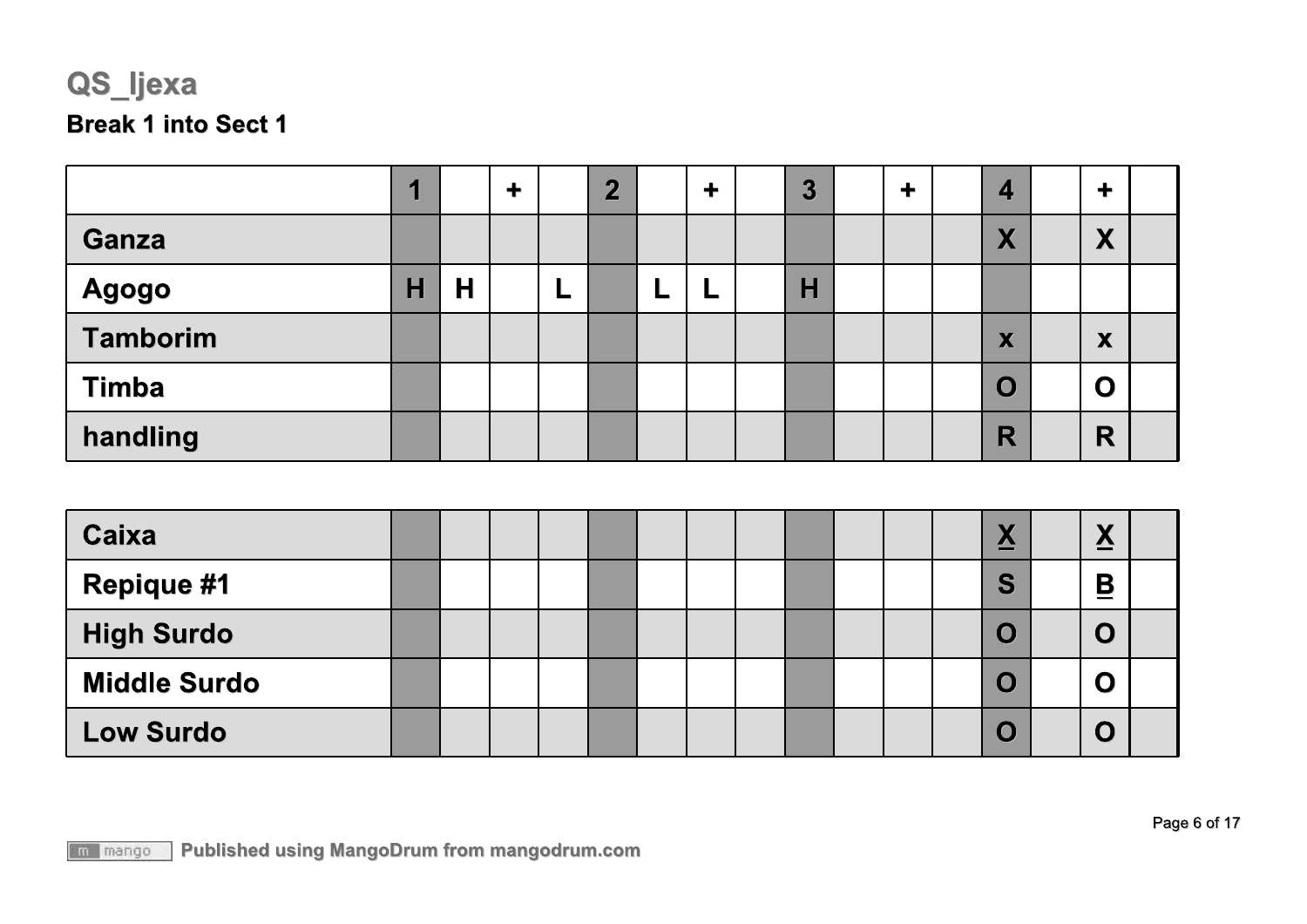# QS_Ijexa

## Break 1 into Sect 1

| | 1 | | + | | 2 | | + | | 3 | | + | | 4 | | + | |
|---|---|---|---|---|---|---|---|---|---|---|---|---|---|---|---|---|
| Ganza | | | | | | | | | | | | | X | | X | |
| Agogo | H | H | | L | | L | L | | H | | | | | | | |
| Tamborim | | | | | | | | | | | | | x | | x | |
| Timba | | | | | | | | | | | | | O | | O | |
| handling | | | | | | | | | | | | | R | | R | |
| Caixa | | | | | | | | | | | | | X | | X | |
| Repique #1 | | | | | | | | | | | | | S | | B | |
| High Surdo | | | | | | | | | | | | | O | | O | |
| Middle Surdo | | | | | | | | | | | | | O | | O | |
| Low Surdo | | | | | | | | | | | | | O | | O | |

Published using MangoDrum from mangodrum.com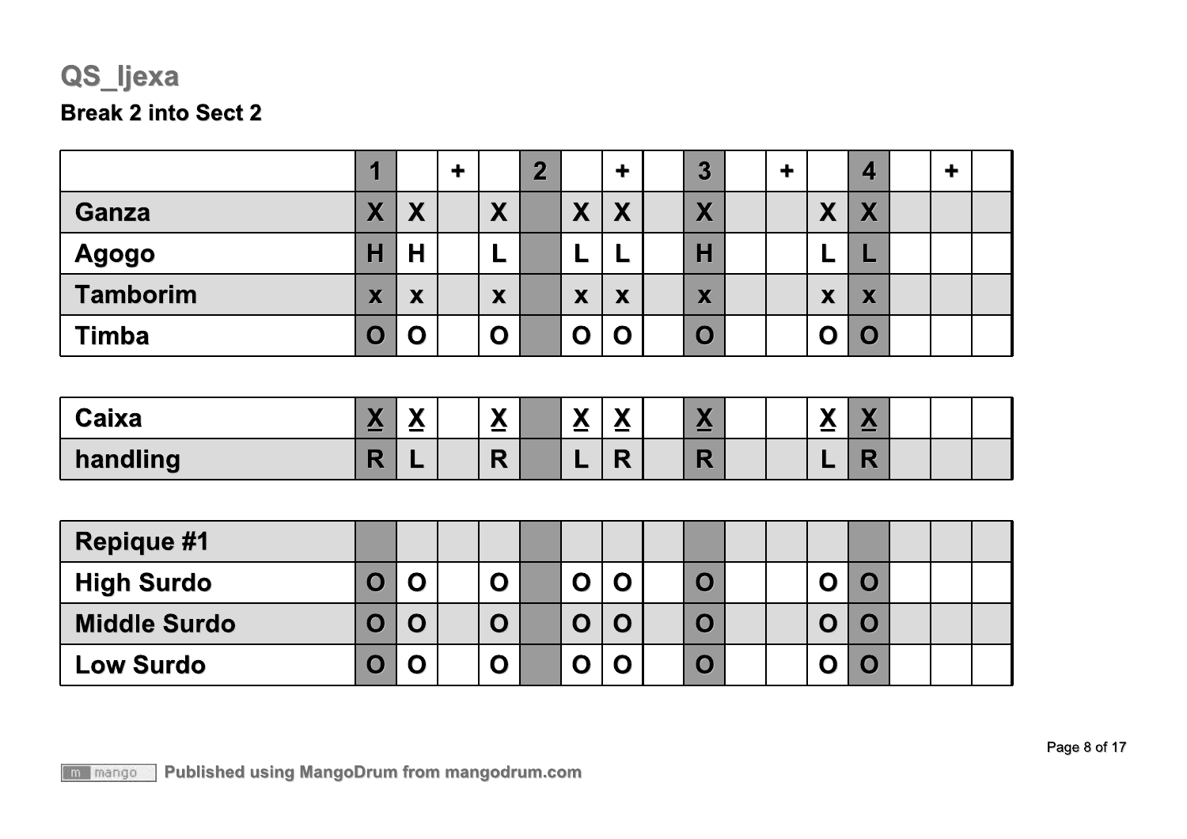# QS_Ijexa

## Break 2 into Sect 2

| | 1 | | + | | 2 | | + | | 3 | | + | | 4 | | + | |
|---|---|---|---|---|---|---|---|---|---|---|---|---|---|---|---|---|
| Ganza | X | X | | X | | X | X | | X | | | X | X | | | |
| Agogo | H | H | | L | | L | L | | H | | | L | L | | | |
| Tamborim | x | x | | x | | x | x | | x | | | x | x | | | |
| Timba | O | O | | O | | O | O | | O | | | O | O | | | |

| | | | | | | | | | | | | | | | | |
|---|---|---|---|---|---|---|---|---|---|---|---|---|---|---|---|---|
| Caixa | X | X | | X | | X | X | | X | | | X | X | | | |
| handling | R | L | | R | | L | R | | R | | | L | R | | | |

| | | | | | | | | | | | | | | | | |
|---|---|---|---|---|---|---|---|---|---|---|---|---|---|---|---|---|
| Repique #1 | | | | | | | | | | | | | | | | |
| High Surdo | O | O | | O | | O | O | | O | | | O | O | | | |
| Middle Surdo | O | O | | O | | O | O | | O | | | O | O | | | |
| Low Surdo | O | O | | O | | O | O | | O | | | O | O | | | |

Published using MangoDrum from mangodrum.com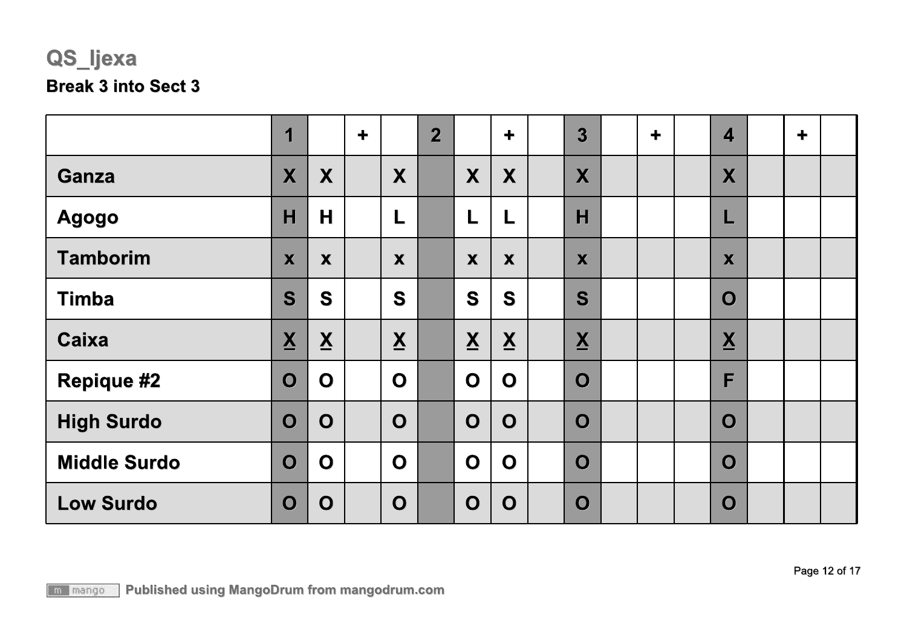# QS_Ijexa

## Break 3 into Sect 3

| | 1 | | + | | 2 | | + | | 3 | | + | | 4 | | + | |
|---|---|---|---|---|---|---|---|---|---|---|---|---|---|---|---|---|
| **Ganza** | X | X | | X | | X | X | | X | | | | X | | | |
| **Agogo** | H | H | | L | | L | L | | H | | | | L | | | |
| **Tamborim** | x | x | | x | | x | x | | x | | | | x | | | |
| **Timba** | S | S | | S | | S | S | | S | | | | O | | | |
| **Caixa** | <u>X</u> | <u>X</u> | | <u>X</u> | | <u>X</u> | <u>X</u> | | <u>X</u> | | | | <u>X</u> | | | |
| **Repique #2** | O | O | | O | | O | O | | O | | | | F | | | |
| **High Surdo** | O | O | | O | | O | O | | O | | | | O | | | |
| **Middle Surdo** | O | O | | O | | O | O | | O | | | | O | | | |
| **Low Surdo** | O | O | | O | | O | O | | O | | | | O | | | |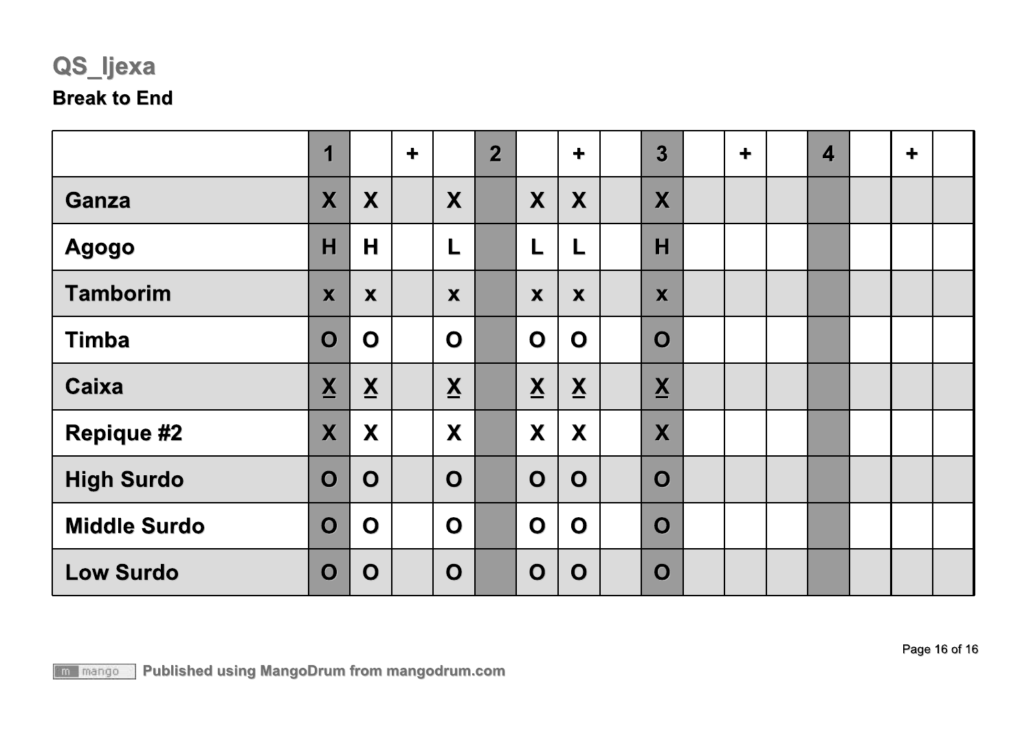# QS_Ijexa

## Break to End

| | 1 | | + | | 2 | | + | | 3 | | + | | 4 | | + | |
|---|---|---|---|---|---|---|---|---|---|---|---|---|---|---|---|---|
| **Ganza** | X | X | | X | | X | X | | X | | | | | | | |
| **Agogo** | H | H | | L | | L | L | | H | | | | | | | |
| **Tamborim** | x | x | | x | | x | x | | x | | | | | | | |
| **Timba** | O | O | | O | | O | O | | O | | | | | | | |
| **Caixa** | X | X | | X | | X | X | | X | | | | | | | |
| **Repique #2** | X | X | | X | | X | X | | X | | | | | | | |
| **High Surdo** | O | O | | O | | O | O | | O | | | | | | | |
| **Middle Surdo** | O | O | | O | | O | O | | O | | | | | | | |
| **Low Surdo** | O | O | | O | | O | O | | O | | | | | | | |